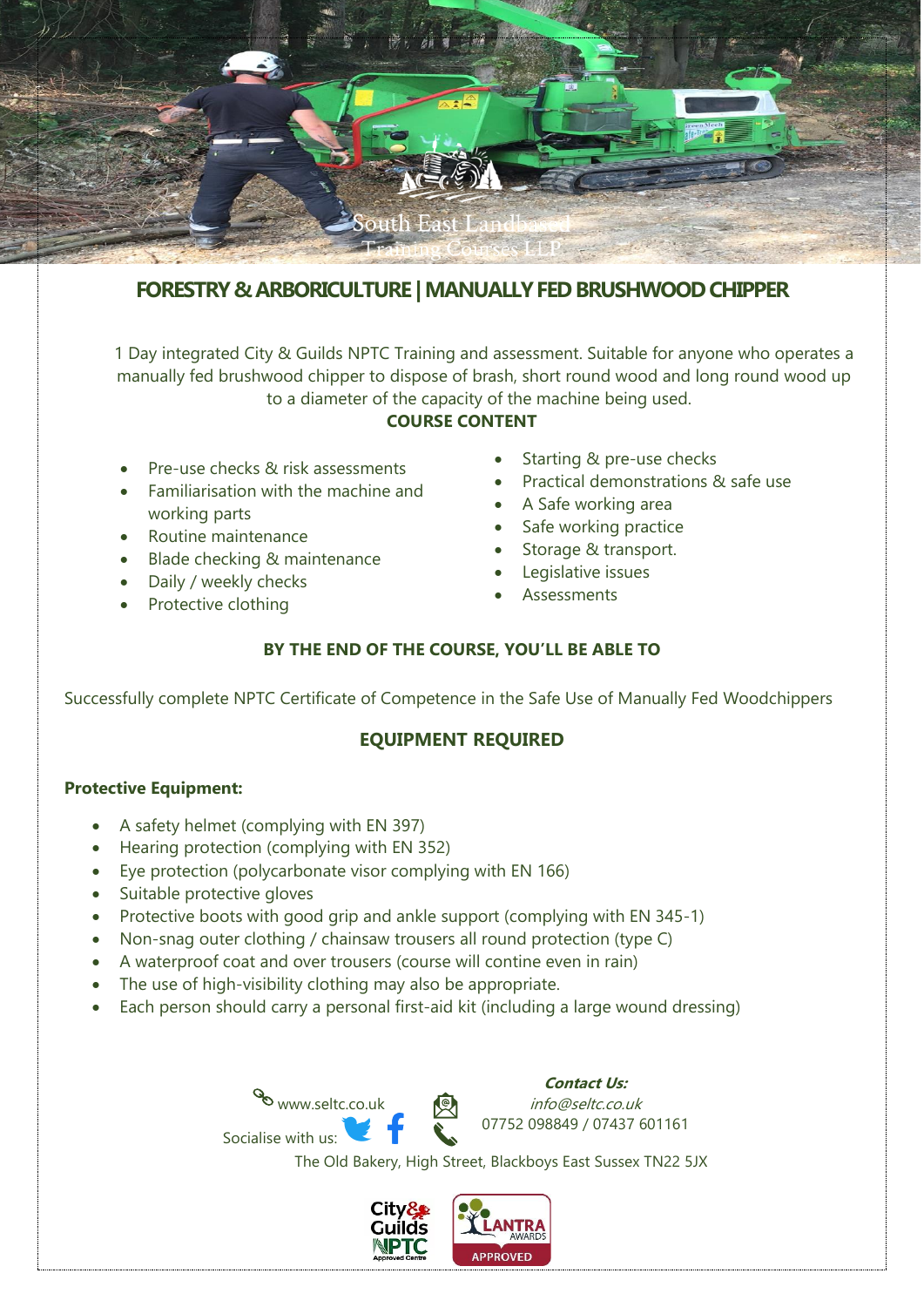# FORESTRY & ARBORICULTURE | MANUALLY FED BRUSHWOOD CHIPPER

1 Day integrated City & Guilds NPTC Training and assessment. Suitable for anyone who operates a manually fed brushwood chipper to dispose of brash, short round wood and long round wood up to a diameter of the capacity of the machine being used.

## COURSE CONTENT

- Pre-use checks & risk assessments
- Familiarisation with the machine and working parts
- Routine maintenance
- Blade checking & maintenance
- Daily / weekly checks
- Protective clothing
- Starting & pre-use checks
- Practical demonstrations & safe use
- A Safe working area
- Safe working practice
- Storage & transport.
- Legislative issues
- Assessments

## BY THE END OF THE COURSE, YOU'LL BE ABLE TO

Successfully complete NPTC Certificate of Competence in the Safe Use of Manually Fed Woodchippers

## EQUIPMENT REQUIRED

**Protective Equipment:**

- A safety helmet (complying with EN 397)
- Hearing protection (complying with EN 352)
- Eye protection (polycarbonate visor complying with EN 166)
- Suitable protective gloves
- Protective boots with good grip and ankle support (complying with EN 345-1)
- Non-snag outer clothing / chainsaw trousers all round protection (type C)
- A waterproof coat and over trousers (course will contine even in rain)
- The use of high-visibility clothing may also be appropriate.
- Each person should carry a personal first-aid kit (including a large wound dressing)

www.seltc.co.uk

Socialise with us:

***Contact Us:***

*info@seltc.co.uk*

07752 098849 / 07437 601161

The Old Bakery, High Street, Blackboys East Sussex TN22 5JX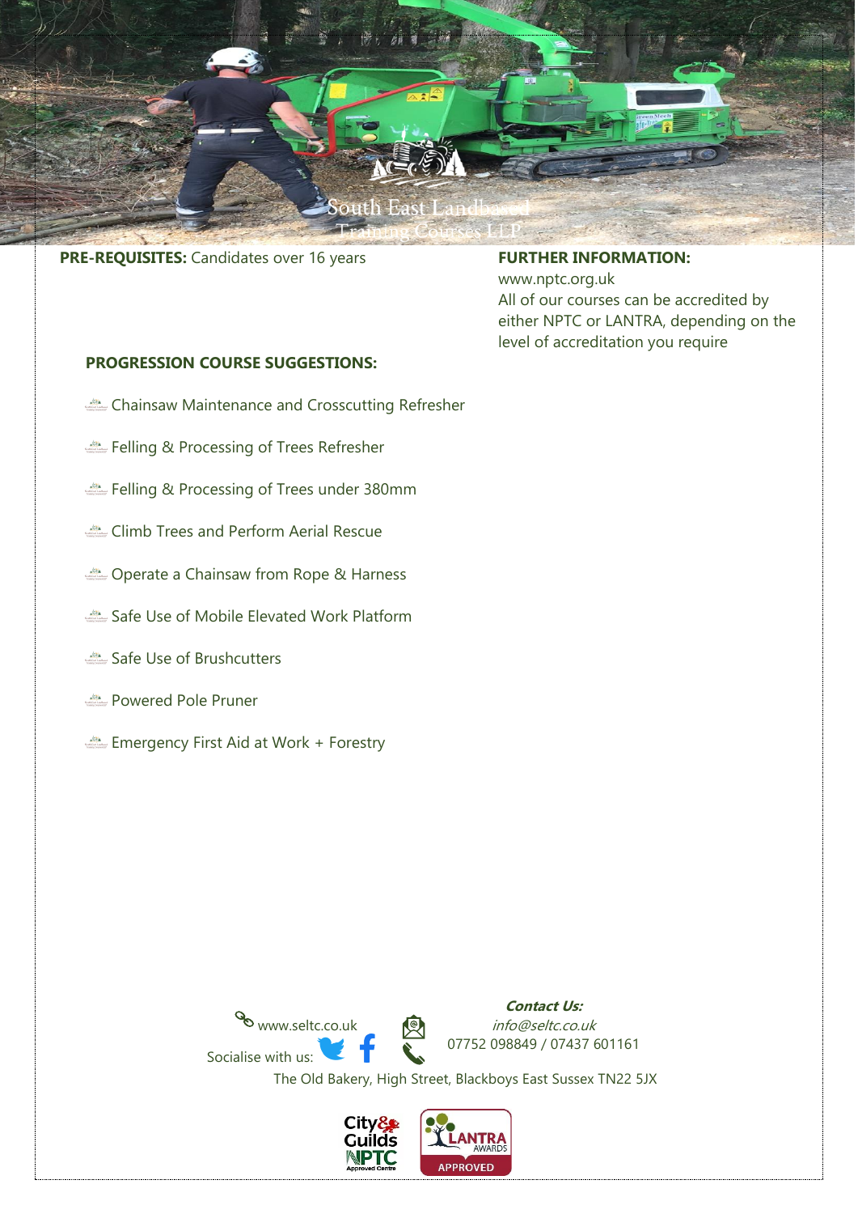South East Landbased Training Courses LLP

**PRE-REQUISITES:** Candidates over 16 years

**FURTHER INFORMATION:**

www.nptc.org.uk

All of our courses can be accredited by either NPTC or LANTRA, depending on the level of accreditation you require

**PROGRESSION COURSE SUGGESTIONS:**

- Chainsaw Maintenance and Crosscutting Refresher
- Felling & Processing of Trees Refresher
- Felling & Processing of Trees under 380mm
- Climb Trees and Perform Aerial Rescue
- Operate a Chainsaw from Rope & Harness
- Safe Use of Mobile Elevated Work Platform
- Safe Use of Brushcutters
- Powered Pole Pruner
- Emergency First Aid at Work + Forestry

www.seltc.co.uk

Socialise with us:

***Contact Us:***

*info@seltc.co.uk*

07752 098849 / 07437 601161

The Old Bakery, High Street, Blackboys East Sussex TN22 5JX

City & Guilds NPTC Approved Centre

LANTRA AWARDS APPROVED